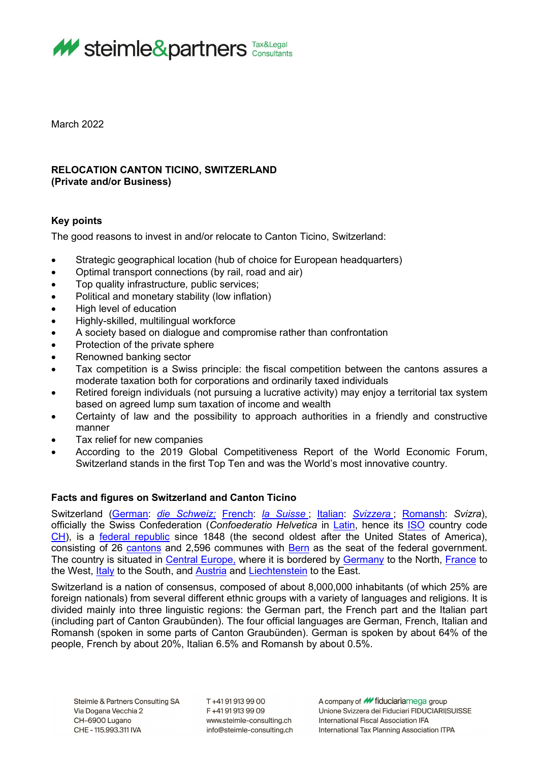March 2022

**RELOCATION CANTON TICINO, SWITZERLAND**
**(Private and/or Business)**

## Key points

The good reasons to invest in and/or relocate to Canton Ticino, Switzerland:

- Strategic geographical location (hub of choice for European headquarters)
- Optimal transport connections (by rail, road and air)
- Top quality infrastructure, public services;
- Political and monetary stability (low inflation)
- High level of education
- Highly-skilled, multilingual workforce
- A society based on dialogue and compromise rather than confrontation
- Protection of the private sphere
- Renowned banking sector
- Tax competition is a Swiss principle: the fiscal competition between the cantons assures a moderate taxation both for corporations and ordinarily taxed individuals
- Retired foreign individuals (not pursuing a lucrative activity) may enjoy a territorial tax system based on agreed lump sum taxation of income and wealth
- Certainty of law and the possibility to approach authorities in a friendly and constructive manner
- Tax relief for new companies
- According to the 2019 Global Competitiveness Report of the World Economic Forum, Switzerland stands in the first Top Ten and was the World's most innovative country.

## Facts and figures on Switzerland and Canton Ticino

Switzerland (German: *die Schweiz;* French: *la Suisse*; Italian: *Svizzera*; Romansh: *Svizra*), officially the Swiss Confederation (*Confoederatio Helvetica* in Latin, hence its ISO country code CH), is a federal republic since 1848 (the second oldest after the United States of America), consisting of 26 cantons and 2,596 communes with Bern as the seat of the federal government. The country is situated in Central Europe, where it is bordered by Germany to the North, France to the West, Italy to the South, and Austria and Liechtenstein to the East.

Switzerland is a nation of consensus, composed of about 8,000,000 inhabitants (of which 25% are foreign nationals) from several different ethnic groups with a variety of languages and religions. It is divided mainly into three linguistic regions: the German part, the French part and the Italian part (including part of Canton Graubünden). The four official languages are German, French, Italian and Romansh (spoken in some parts of Canton Graubünden). German is spoken by about 64% of the people, French by about 20%, Italian 6.5% and Romansh by about 0.5%.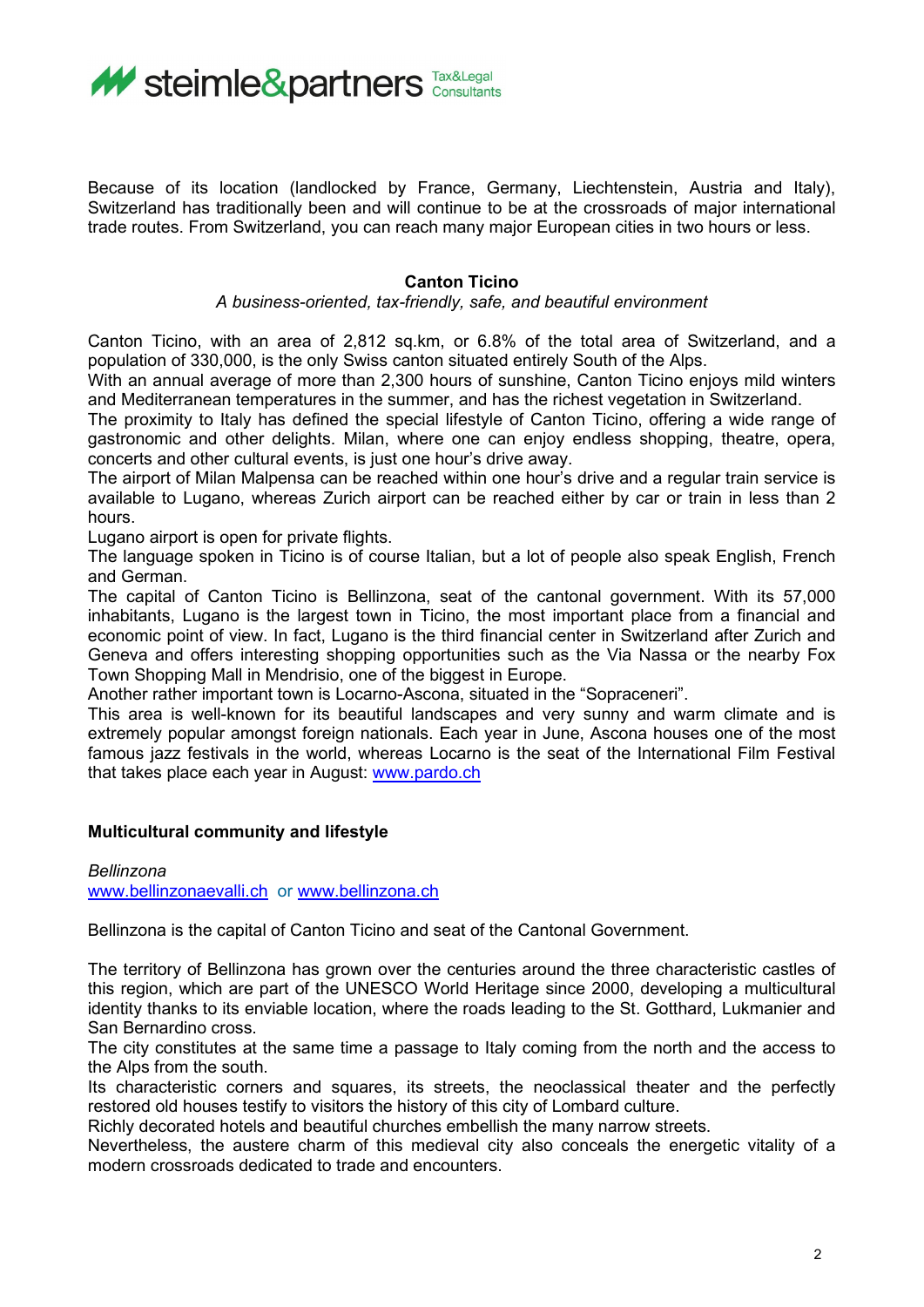Because of its location (landlocked by France, Germany, Liechtenstein, Austria and Italy), Switzerland has traditionally been and will continue to be at the crossroads of major international trade routes. From Switzerland, you can reach many major European cities in two hours or less.

## Canton Ticino

*A business-oriented, tax-friendly, safe, and beautiful environment*

Canton Ticino, with an area of 2,812 sq.km, or 6.8% of the total area of Switzerland, and a population of 330,000, is the only Swiss canton situated entirely South of the Alps.
With an annual average of more than 2,300 hours of sunshine, Canton Ticino enjoys mild winters and Mediterranean temperatures in the summer, and has the richest vegetation in Switzerland.
The proximity to Italy has defined the special lifestyle of Canton Ticino, offering a wide range of gastronomic and other delights. Milan, where one can enjoy endless shopping, theatre, opera, concerts and other cultural events, is just one hour's drive away.
The airport of Milan Malpensa can be reached within one hour's drive and a regular train service is available to Lugano, whereas Zurich airport can be reached either by car or train in less than 2 hours.
Lugano airport is open for private flights.
The language spoken in Ticino is of course Italian, but a lot of people also speak English, French and German.
The capital of Canton Ticino is Bellinzona, seat of the cantonal government. With its 57,000 inhabitants, Lugano is the largest town in Ticino, the most important place from a financial and economic point of view. In fact, Lugano is the third financial center in Switzerland after Zurich and Geneva and offers interesting shopping opportunities such as the Via Nassa or the nearby Fox Town Shopping Mall in Mendrisio, one of the biggest in Europe.
Another rather important town is Locarno-Ascona, situated in the "Sopraceneri".
This area is well-known for its beautiful landscapes and very sunny and warm climate and is extremely popular amongst foreign nationals. Each year in June, Ascona houses one of the most famous jazz festivals in the world, whereas Locarno is the seat of the International Film Festival that takes place each year in August: www.pardo.ch

### Multicultural community and lifestyle

*Bellinzona*
www.bellinzonaevalli.ch or www.bellinzona.ch

Bellinzona is the capital of Canton Ticino and seat of the Cantonal Government.

The territory of Bellinzona has grown over the centuries around the three characteristic castles of this region, which are part of the UNESCO World Heritage since 2000, developing a multicultural identity thanks to its enviable location, where the roads leading to the St. Gotthard, Lukmanier and San Bernardino cross.
The city constitutes at the same time a passage to Italy coming from the north and the access to the Alps from the south.
Its characteristic corners and squares, its streets, the neoclassical theater and the perfectly restored old houses testify to visitors the history of this city of Lombard culture.
Richly decorated hotels and beautiful churches embellish the many narrow streets.
Nevertheless, the austere charm of this medieval city also conceals the energetic vitality of a modern crossroads dedicated to trade and encounters.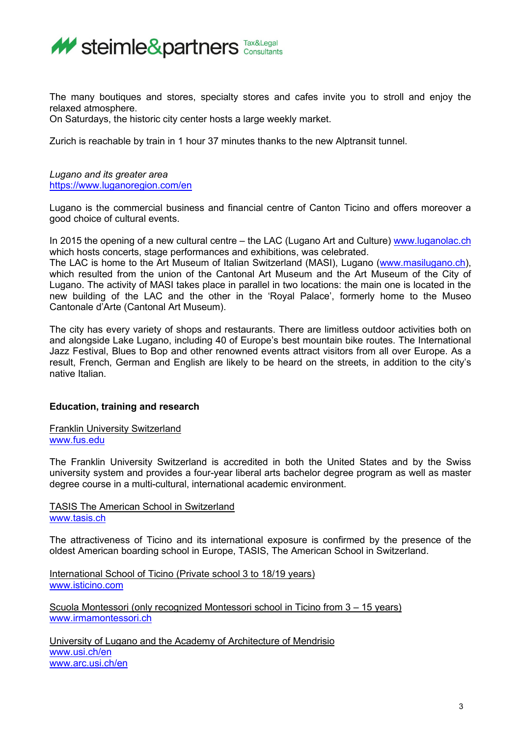The many boutiques and stores, specialty stores and cafes invite you to stroll and enjoy the relaxed atmosphere.
On Saturdays, the historic city center hosts a large weekly market.

Zurich is reachable by train in 1 hour 37 minutes thanks to the new Alptransit tunnel.

*Lugano and its greater area*
https://www.luganoregion.com/en

Lugano is the commercial business and financial centre of Canton Ticino and offers moreover a good choice of cultural events.

In 2015 the opening of a new cultural centre – the LAC (Lugano Art and Culture) www.luganolac.ch which hosts concerts, stage performances and exhibitions, was celebrated.
The LAC is home to the Art Museum of Italian Switzerland (MASI), Lugano (www.masilugano.ch), which resulted from the union of the Cantonal Art Museum and the Art Museum of the City of Lugano. The activity of MASI takes place in parallel in two locations: the main one is located in the new building of the LAC and the other in the 'Royal Palace', formerly home to the Museo Cantonale d'Arte (Cantonal Art Museum).

The city has every variety of shops and restaurants. There are limitless outdoor activities both on and alongside Lake Lugano, including 40 of Europe's best mountain bike routes. The International Jazz Festival, Blues to Bop and other renowned events attract visitors from all over Europe. As a result, French, German and English are likely to be heard on the streets, in addition to the city's native Italian.

**Education, training and research**

Franklin University Switzerland
www.fus.edu

The Franklin University Switzerland is accredited in both the United States and by the Swiss university system and provides a four-year liberal arts bachelor degree program as well as master degree course in a multi-cultural, international academic environment.

TASIS The American School in Switzerland
www.tasis.ch

The attractiveness of Ticino and its international exposure is confirmed by the presence of the oldest American boarding school in Europe, TASIS, The American School in Switzerland.

International School of Ticino (Private school 3 to 18/19 years)
www.isticino.com

Scuola Montessori (only recognized Montessori school in Ticino from 3 – 15 years)
www.irmamontessori.ch

University of Lugano and the Academy of Architecture of Mendrisio
www.usi.ch/en
www.arc.usi.ch/en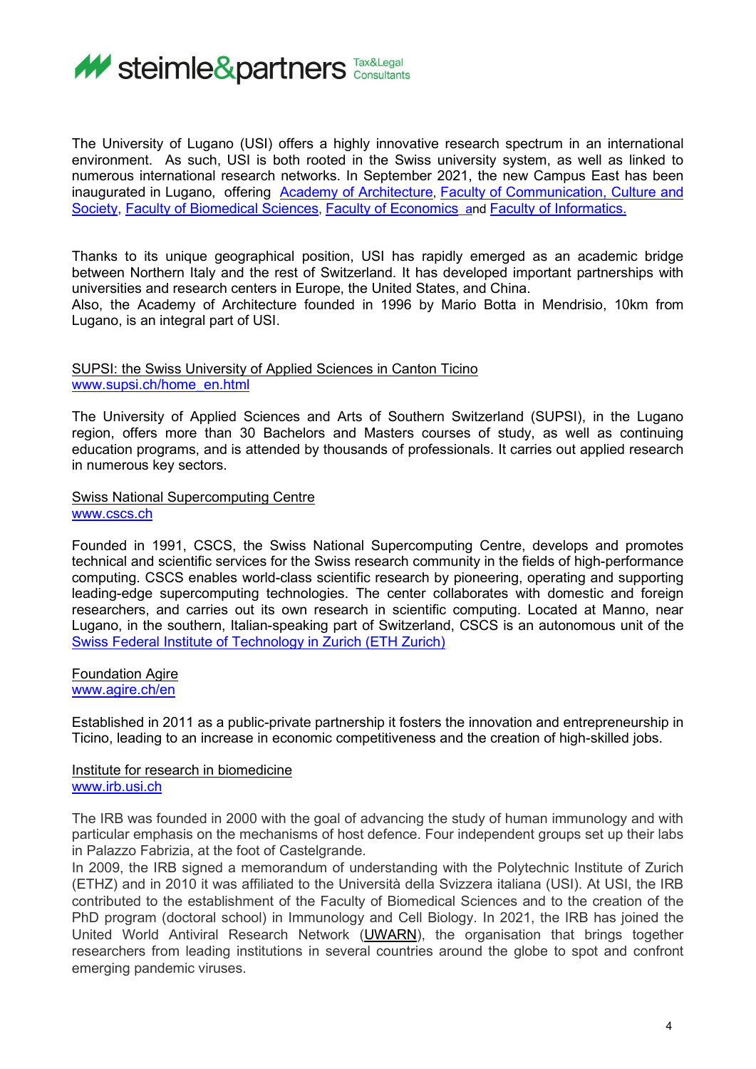The University of Lugano (USI) offers a highly innovative research spectrum in an international environment. As such, USI is both rooted in the Swiss university system, as well as linked to numerous international research networks. In September 2021, the new Campus East has been inaugurated in Lugano, offering Academy of Architecture, Faculty of Communication, Culture and Society, Faculty of Biomedical Sciences, Faculty of Economics and Faculty of Informatics.

Thanks to its unique geographical position, USI has rapidly emerged as an academic bridge between Northern Italy and the rest of Switzerland. It has developed important partnerships with universities and research centers in Europe, the United States, and China.
Also, the Academy of Architecture founded in 1996 by Mario Botta in Mendrisio, 10km from Lugano, is an integral part of USI.

SUPSI: the Swiss University of Applied Sciences in Canton Ticino
www.supsi.ch/home_en.html

The University of Applied Sciences and Arts of Southern Switzerland (SUPSI), in the Lugano region, offers more than 30 Bachelors and Masters courses of study, as well as continuing education programs, and is attended by thousands of professionals. It carries out applied research in numerous key sectors.

Swiss National Supercomputing Centre
www.cscs.ch

Founded in 1991, CSCS, the Swiss National Supercomputing Centre, develops and promotes technical and scientific services for the Swiss research community in the fields of high-performance computing. CSCS enables world-class scientific research by pioneering, operating and supporting leading-edge supercomputing technologies. The center collaborates with domestic and foreign researchers, and carries out its own research in scientific computing. Located at Manno, near Lugano, in the southern, Italian-speaking part of Switzerland, CSCS is an autonomous unit of the Swiss Federal Institute of Technology in Zurich (ETH Zurich)

Foundation Agire
www.agire.ch/en

Established in 2011 as a public-private partnership it fosters the innovation and entrepreneurship in Ticino, leading to an increase in economic competitiveness and the creation of high-skilled jobs.

Institute for research in biomedicine
www.irb.usi.ch

The IRB was founded in 2000 with the goal of advancing the study of human immunology and with particular emphasis on the mechanisms of host defence. Four independent groups set up their labs in Palazzo Fabrizia, at the foot of Castelgrande.
In 2009, the IRB signed a memorandum of understanding with the Polytechnic Institute of Zurich (ETHZ) and in 2010 it was affiliated to the Università della Svizzera italiana (USI). At USI, the IRB contributed to the establishment of the Faculty of Biomedical Sciences and to the creation of the PhD program (doctoral school) in Immunology and Cell Biology. In 2021, the IRB has joined the United World Antiviral Research Network (UWARN), the organisation that brings together researchers from leading institutions in several countries around the globe to spot and confront emerging pandemic viruses.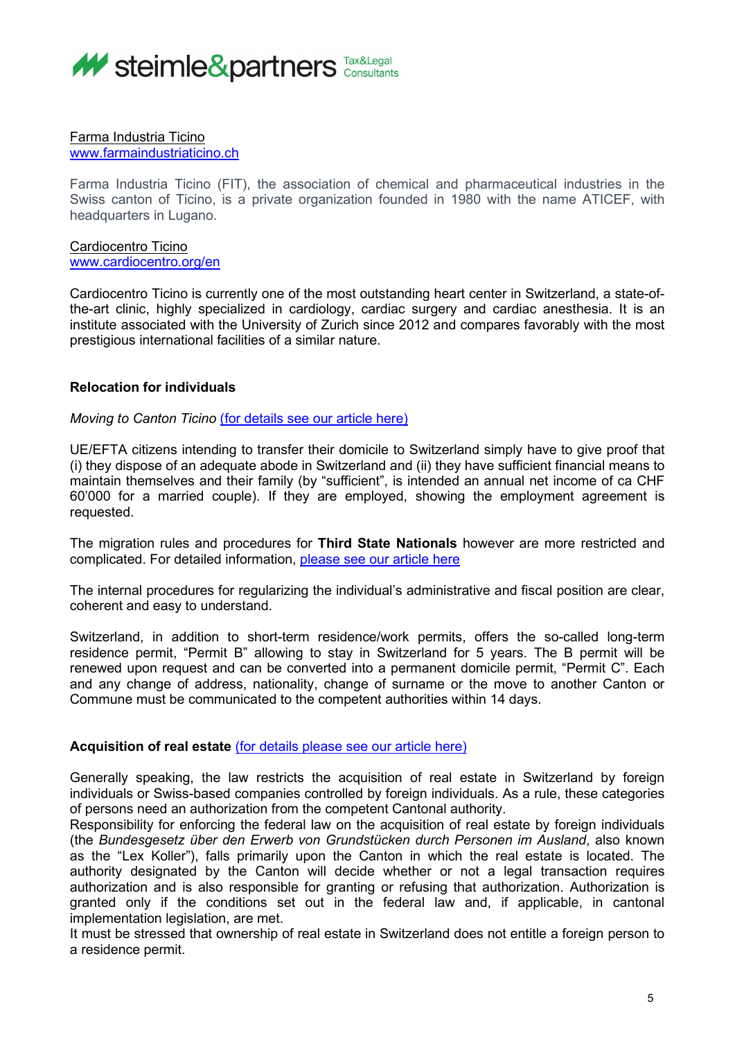[Farma Industria Ticino](http://www.farmaindustriaticino.ch)
www.farmaindustriaticino.ch

Farma Industria Ticino (FIT), the association of chemical and pharmaceutical industries in the Swiss canton of Ticino, is a private organization founded in 1980 with the name ATICEF, with headquarters in Lugano.

Cardiocentro Ticino
www.cardiocentro.org/en

Cardiocentro Ticino is currently one of the most outstanding heart center in Switzerland, a state-of-the-art clinic, highly specialized in cardiology, cardiac surgery and cardiac anesthesia. It is an institute associated with the University of Zurich since 2012 and compares favorably with the most prestigious international facilities of a similar nature.

**Relocation for individuals**

*Moving to Canton Ticino* (for details see our article here)

UE/EFTA citizens intending to transfer their domicile to Switzerland simply have to give proof that (i) they dispose of an adequate abode in Switzerland and (ii) they have sufficient financial means to maintain themselves and their family (by "sufficient", is intended an annual net income of ca CHF 60'000 for a married couple). If they are employed, showing the employment agreement is requested.

The migration rules and procedures for **Third State Nationals** however are more restricted and complicated. For detailed information, please see our article here

The internal procedures for regularizing the individual's administrative and fiscal position are clear, coherent and easy to understand.

Switzerland, in addition to short-term residence/work permits, offers the so-called long-term residence permit, "Permit B" allowing to stay in Switzerland for 5 years. The B permit will be renewed upon request and can be converted into a permanent domicile permit, "Permit C". Each and any change of address, nationality, change of surname or the move to another Canton or Commune must be communicated to the competent authorities within 14 days.

**Acquisition of real estate** (for details please see our article here)

Generally speaking, the law restricts the acquisition of real estate in Switzerland by foreign individuals or Swiss-based companies controlled by foreign individuals. As a rule, these categories of persons need an authorization from the competent Cantonal authority.
Responsibility for enforcing the federal law on the acquisition of real estate by foreign individuals (the *Bundesgesetz über den Erwerb von Grundstücken durch Personen im Ausland*, also known as the "Lex Koller"), falls primarily upon the Canton in which the real estate is located. The authority designated by the Canton will decide whether or not a legal transaction requires authorization and is also responsible for granting or refusing that authorization. Authorization is granted only if the conditions set out in the federal law and, if applicable, in cantonal implementation legislation, are met.
It must be stressed that ownership of real estate in Switzerland does not entitle a foreign person to a residence permit.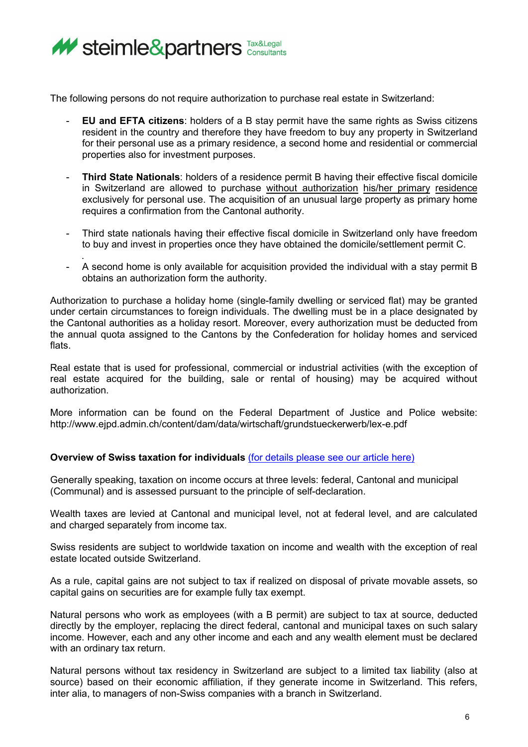The following persons do not require authorization to purchase real estate in Switzerland:

- **EU and EFTA citizens**: holders of a B stay permit have the same rights as Swiss citizens resident in the country and therefore they have freedom to buy any property in Switzerland for their personal use as a primary residence, a second home and residential or commercial properties also for investment purposes.

- **Third State Nationals**: holders of a residence permit B having their effective fiscal domicile in Switzerland are allowed to purchase without authorization his/her primary residence exclusively for personal use. The acquisition of an unusual large property as primary home requires a confirmation from the Cantonal authority.

- Third state nationals having their effective fiscal domicile in Switzerland only have freedom to buy and invest in properties once they have obtained the domicile/settlement permit C.
.
- A second home is only available for acquisition provided the individual with a stay permit B obtains an authorization form the authority.

Authorization to purchase a holiday home (single-family dwelling or serviced flat) may be granted under certain circumstances to foreign individuals. The dwelling must be in a place designated by the Cantonal authorities as a holiday resort. Moreover, every authorization must be deducted from the annual quota assigned to the Cantons by the Confederation for holiday homes and serviced flats.

Real estate that is used for professional, commercial or industrial activities (with the exception of real estate acquired for the building, sale or rental of housing) may be acquired without authorization.

More information can be found on the Federal Department of Justice and Police website: http://www.ejpd.admin.ch/content/dam/data/wirtschaft/grundstueckerwerb/lex-e.pdf

**Overview of Swiss taxation for individuals** (for details please see our article here)

Generally speaking, taxation on income occurs at three levels: federal, Cantonal and municipal (Communal) and is assessed pursuant to the principle of self-declaration.

Wealth taxes are levied at Cantonal and municipal level, not at federal level, and are calculated and charged separately from income tax.

Swiss residents are subject to worldwide taxation on income and wealth with the exception of real estate located outside Switzerland.

As a rule, capital gains are not subject to tax if realized on disposal of private movable assets, so capital gains on securities are for example fully tax exempt.

Natural persons who work as employees (with a B permit) are subject to tax at source, deducted directly by the employer, replacing the direct federal, cantonal and municipal taxes on such salary income. However, each and any other income and each and any wealth element must be declared with an ordinary tax return.

Natural persons without tax residency in Switzerland are subject to a limited tax liability (also at source) based on their economic affiliation, if they generate income in Switzerland. This refers, inter alia, to managers of non-Swiss companies with a branch in Switzerland.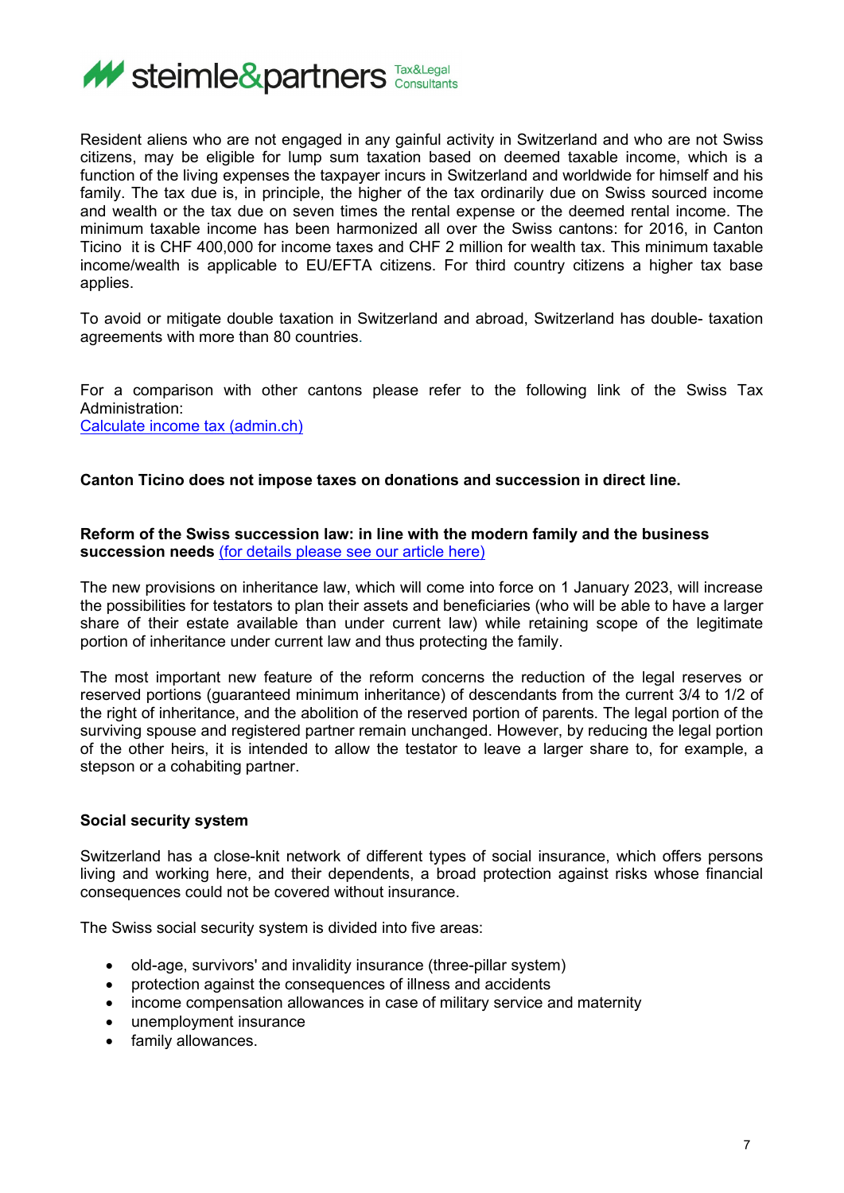Resident aliens who are not engaged in any gainful activity in Switzerland and who are not Swiss citizens, may be eligible for lump sum taxation based on deemed taxable income, which is a function of the living expenses the taxpayer incurs in Switzerland and worldwide for himself and his family. The tax due is, in principle, the higher of the tax ordinarily due on Swiss sourced income and wealth or the tax due on seven times the rental expense or the deemed rental income. The minimum taxable income has been harmonized all over the Swiss cantons: for 2016, in Canton Ticino it is CHF 400,000 for income taxes and CHF 2 million for wealth tax. This minimum taxable income/wealth is applicable to EU/EFTA citizens. For third country citizens a higher tax base applies.

To avoid or mitigate double taxation in Switzerland and abroad, Switzerland has double- taxation agreements with more than 80 countries.

For a comparison with other cantons please refer to the following link of the Swiss Tax Administration:
[Calculate income tax (admin.ch)]()

**Canton Ticino does not impose taxes on donations and succession in direct line.**

**Reform of the Swiss succession law: in line with the modern family and the business succession needs** [(for details please see our article here)]()

The new provisions on inheritance law, which will come into force on 1 January 2023, will increase the possibilities for testators to plan their assets and beneficiaries (who will be able to have a larger share of their estate available than under current law) while retaining scope of the legitimate portion of inheritance under current law and thus protecting the family.

The most important new feature of the reform concerns the reduction of the legal reserves or reserved portions (guaranteed minimum inheritance) of descendants from the current 3/4 to 1/2 of the right of inheritance, and the abolition of the reserved portion of parents. The legal portion of the surviving spouse and registered partner remain unchanged. However, by reducing the legal portion of the other heirs, it is intended to allow the testator to leave a larger share to, for example, a stepson or a cohabiting partner.

**Social security system**

Switzerland has a close-knit network of different types of social insurance, which offers persons living and working here, and their dependents, a broad protection against risks whose financial consequences could not be covered without insurance.

The Swiss social security system is divided into five areas:

- old-age, survivors' and invalidity insurance (three-pillar system)
- protection against the consequences of illness and accidents
- income compensation allowances in case of military service and maternity
- unemployment insurance
- family allowances.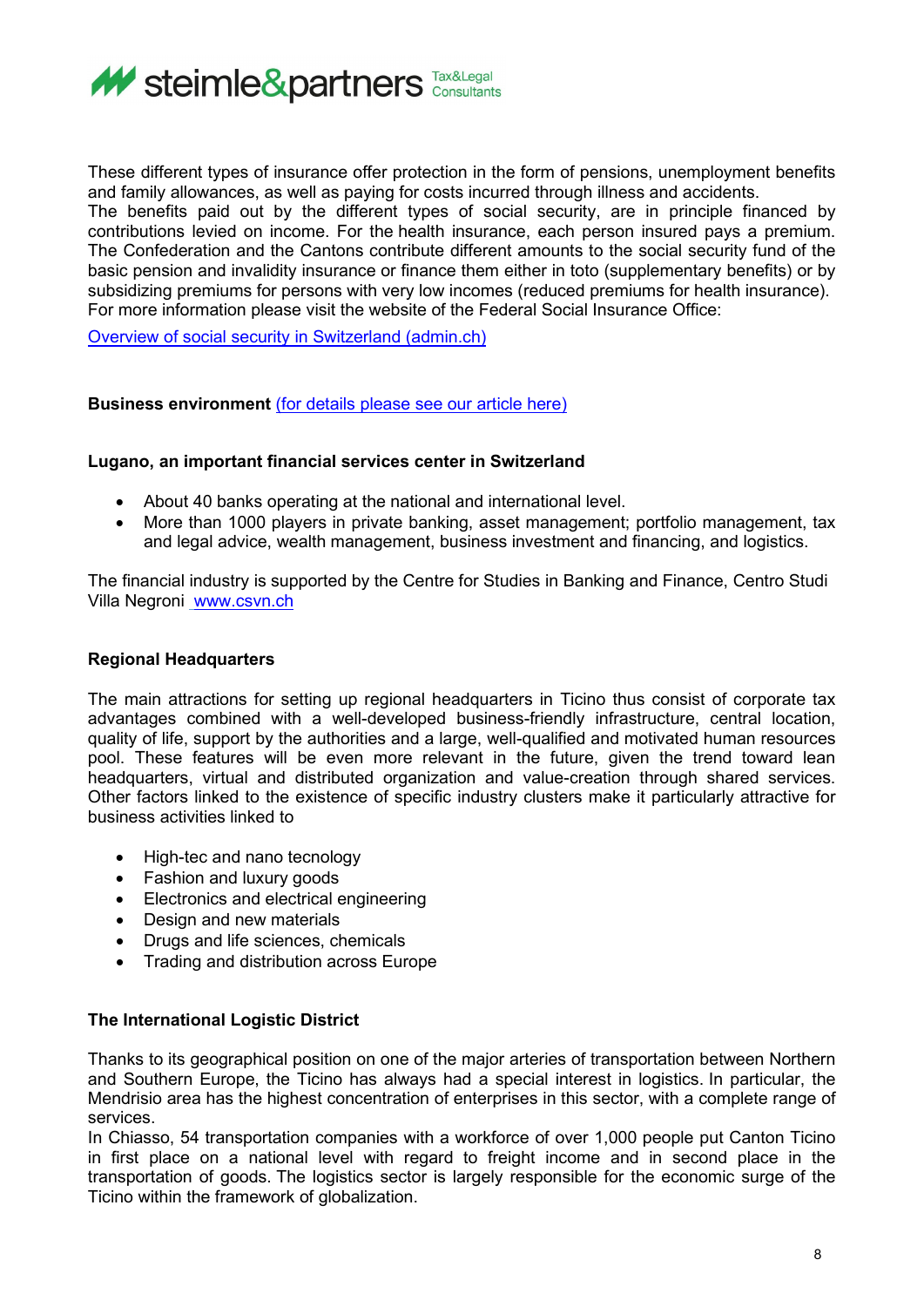These different types of insurance offer protection in the form of pensions, unemployment benefits and family allowances, as well as paying for costs incurred through illness and accidents.
The benefits paid out by the different types of social security, are in principle financed by contributions levied on income. For the health insurance, each person insured pays a premium. The Confederation and the Cantons contribute different amounts to the social security fund of the basic pension and invalidity insurance or finance them either in toto (supplementary benefits) or by subsidizing premiums for persons with very low incomes (reduced premiums for health insurance).
For more information please visit the website of the Federal Social Insurance Office:

[Overview of social security in Switzerland (admin.ch)]

**Business environment** [(for details please see our article here)]

**Lugano, an important financial services center in Switzerland**

- About 40 banks operating at the national and international level.
- More than 1000 players in private banking, asset management; portfolio management, tax and legal advice, wealth management, business investment and financing, and logistics.

The financial industry is supported by the Centre for Studies in Banking and Finance, Centro Studi Villa Negroni www.csvn.ch

**Regional Headquarters**

The main attractions for setting up regional headquarters in Ticino thus consist of corporate tax advantages combined with a well-developed business-friendly infrastructure, central location, quality of life, support by the authorities and a large, well-qualified and motivated human resources pool. These features will be even more relevant in the future, given the trend toward lean headquarters, virtual and distributed organization and value-creation through shared services. Other factors linked to the existence of specific industry clusters make it particularly attractive for business activities linked to

- High-tec and nano tecnology
- Fashion and luxury goods
- Electronics and electrical engineering
- Design and new materials
- Drugs and life sciences, chemicals
- Trading and distribution across Europe

**The International Logistic District**

Thanks to its geographical position on one of the major arteries of transportation between Northern and Southern Europe, the Ticino has always had a special interest in logistics. In particular, the Mendrisio area has the highest concentration of enterprises in this sector, with a complete range of services.
In Chiasso, 54 transportation companies with a workforce of over 1,000 people put Canton Ticino in first place on a national level with regard to freight income and in second place in the transportation of goods. The logistics sector is largely responsible for the economic surge of the Ticino within the framework of globalization.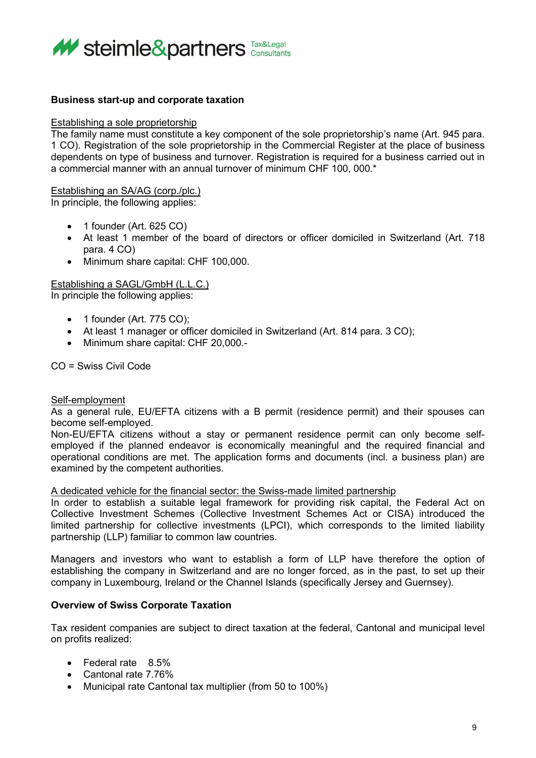**Business start-up and corporate taxation**

Establishing a sole proprietorship

The family name must constitute a key component of the sole proprietorship's name (Art. 945 para. 1 CO). Registration of the sole proprietorship in the Commercial Register at the place of business dependents on type of business and turnover. Registration is required for a business carried out in a commercial manner with an annual turnover of minimum CHF 100, 000.*

Establishing an SA/AG (corp./plc.)

In principle, the following applies:

- 1 founder (Art. 625 CO)
- At least 1 member of the board of directors or officer domiciled in Switzerland (Art. 718 para. 4 CO)
- Minimum share capital: CHF 100,000.

Establishing a SAGL/GmbH (L.L.C.)

In principle the following applies:

- 1 founder (Art. 775 CO);
- At least 1 manager or officer domiciled in Switzerland (Art. 814 para. 3 CO);
- Minimum share capital: CHF 20,000.-

CO = Swiss Civil Code

Self-employment

As a general rule, EU/EFTA citizens with a B permit (residence permit) and their spouses can become self-employed.

Non-EU/EFTA citizens without a stay or permanent residence permit can only become self-employed if the planned endeavor is economically meaningful and the required financial and operational conditions are met. The application forms and documents (incl. a business plan) are examined by the competent authorities.

A dedicated vehicle for the financial sector: the Swiss-made limited partnership

In order to establish a suitable legal framework for providing risk capital, the Federal Act on Collective Investment Schemes (Collective Investment Schemes Act or CISA) introduced the limited partnership for collective investments (LPCI), which corresponds to the limited liability partnership (LLP) familiar to common law countries.

Managers and investors who want to establish a form of LLP have therefore the option of establishing the company in Switzerland and are no longer forced, as in the past, to set up their company in Luxembourg, Ireland or the Channel Islands (specifically Jersey and Guernsey).

**Overview of Swiss Corporate Taxation**

Tax resident companies are subject to direct taxation at the federal, Cantonal and municipal level on profits realized:

- Federal rate 8.5%
- Cantonal rate 7.76%
- Municipal rate Cantonal tax multiplier (from 50 to 100%)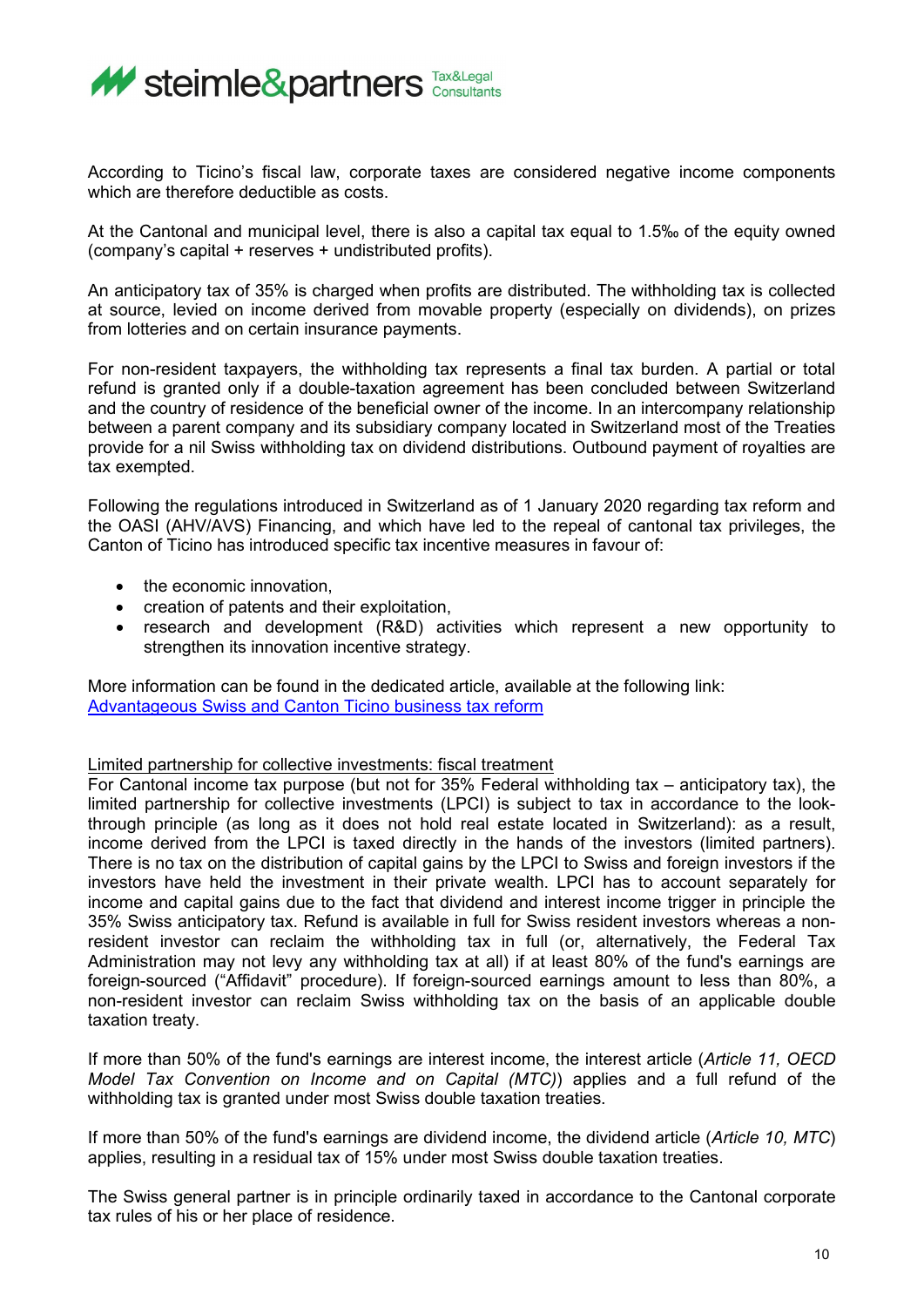According to Ticino's fiscal law, corporate taxes are considered negative income components which are therefore deductible as costs.

At the Cantonal and municipal level, there is also a capital tax equal to 1.5‰ of the equity owned (company's capital + reserves + undistributed profits).

An anticipatory tax of 35% is charged when profits are distributed. The withholding tax is collected at source, levied on income derived from movable property (especially on dividends), on prizes from lotteries and on certain insurance payments.

For non-resident taxpayers, the withholding tax represents a final tax burden. A partial or total refund is granted only if a double-taxation agreement has been concluded between Switzerland and the country of residence of the beneficial owner of the income. In an intercompany relationship between a parent company and its subsidiary company located in Switzerland most of the Treaties provide for a nil Swiss withholding tax on dividend distributions. Outbound payment of royalties are tax exempted.

Following the regulations introduced in Switzerland as of 1 January 2020 regarding tax reform and the OASI (AHV/AVS) Financing, and which have led to the repeal of cantonal tax privileges, the Canton of Ticino has introduced specific tax incentive measures in favour of:

- the economic innovation,
- creation of patents and their exploitation,
- research and development (R&D) activities which represent a new opportunity to strengthen its innovation incentive strategy.

More information can be found in the dedicated article, available at the following link:
[Advantageous Swiss and Canton Ticino business tax reform]

Limited partnership for collective investments: fiscal treatment

For Cantonal income tax purpose (but not for 35% Federal withholding tax – anticipatory tax), the limited partnership for collective investments (LPCI) is subject to tax in accordance to the look-through principle (as long as it does not hold real estate located in Switzerland): as a result, income derived from the LPCI is taxed directly in the hands of the investors (limited partners). There is no tax on the distribution of capital gains by the LPCI to Swiss and foreign investors if the investors have held the investment in their private wealth. LPCI has to account separately for income and capital gains due to the fact that dividend and interest income trigger in principle the 35% Swiss anticipatory tax. Refund is available in full for Swiss resident investors whereas a non-resident investor can reclaim the withholding tax in full (or, alternatively, the Federal Tax Administration may not levy any withholding tax at all) if at least 80% of the fund's earnings are foreign-sourced ("Affidavit" procedure). If foreign-sourced earnings amount to less than 80%, a non-resident investor can reclaim Swiss withholding tax on the basis of an applicable double taxation treaty.

If more than 50% of the fund's earnings are interest income, the interest article (*Article 11, OECD Model Tax Convention on Income and on Capital (MTC)*) applies and a full refund of the withholding tax is granted under most Swiss double taxation treaties.

If more than 50% of the fund's earnings are dividend income, the dividend article (*Article 10, MTC*) applies, resulting in a residual tax of 15% under most Swiss double taxation treaties.

The Swiss general partner is in principle ordinarily taxed in accordance to the Cantonal corporate tax rules of his or her place of residence.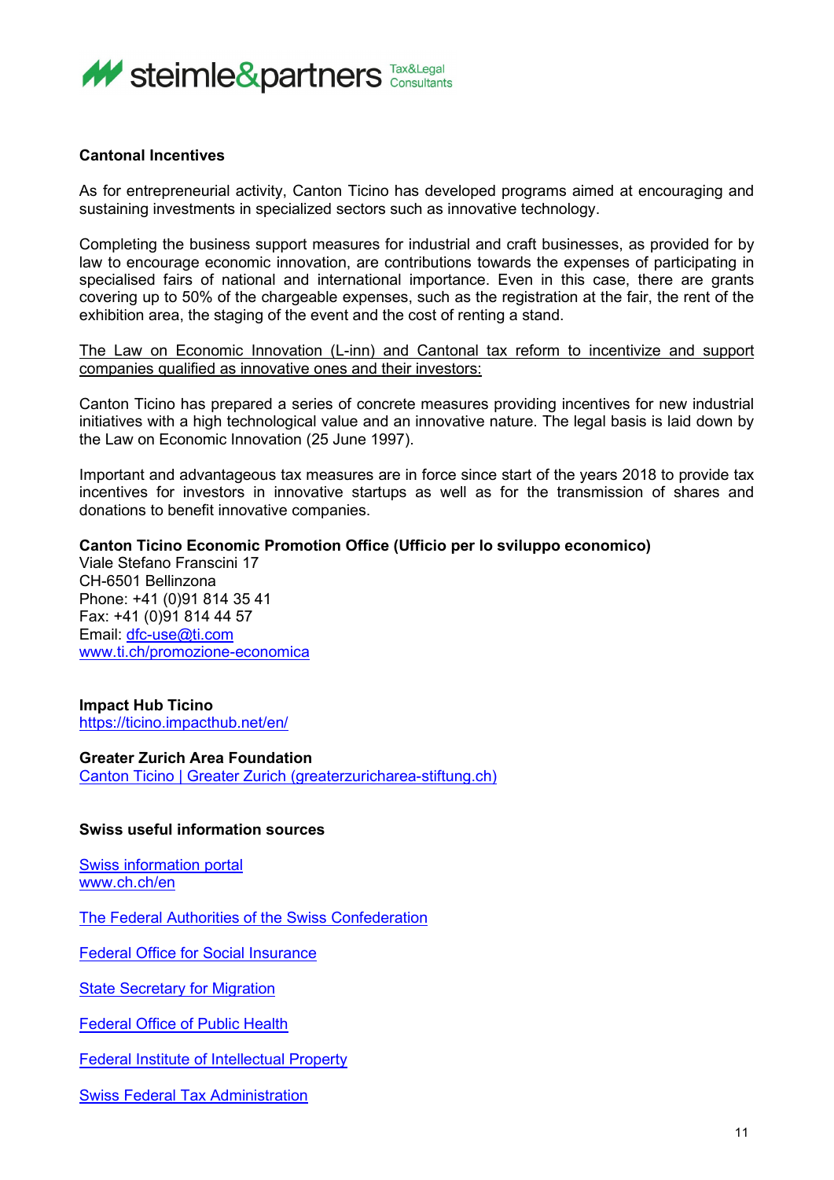**Cantonal Incentives**

As for entrepreneurial activity, Canton Ticino has developed programs aimed at encouraging and sustaining investments in specialized sectors such as innovative technology.

Completing the business support measures for industrial and craft businesses, as provided for by law to encourage economic innovation, are contributions towards the expenses of participating in specialised fairs of national and international importance. Even in this case, there are grants covering up to 50% of the chargeable expenses, such as the registration at the fair, the rent of the exhibition area, the staging of the event and the cost of renting a stand.

<u>The Law on Economic Innovation (L-inn) and Cantonal tax reform to incentivize and support companies qualified as innovative ones and their investors:</u>

Canton Ticino has prepared a series of concrete measures providing incentives for new industrial initiatives with a high technological value and an innovative nature. The legal basis is laid down by the Law on Economic Innovation (25 June 1997).

Important and advantageous tax measures are in force since start of the years 2018 to provide tax incentives for investors in innovative startups as well as for the transmission of shares and donations to benefit innovative companies.

**Canton Ticino Economic Promotion Office (Ufficio per lo sviluppo economico)**
Viale Stefano Franscini 17
CH-6501 Bellinzona
Phone: +41 (0)91 814 35 41
Fax: +41 (0)91 814 44 57
Email: dfc-use@ti.com
www.ti.ch/promozione-economica

**Impact Hub Ticino**
https://ticino.impacthub.net/en/

**Greater Zurich Area Foundation**
Canton Ticino | Greater Zurich (greaterzuricharea-stiftung.ch)

**Swiss useful information sources**

Swiss information portal
www.ch.ch/en

The Federal Authorities of the Swiss Confederation

Federal Office for Social Insurance

State Secretary for Migration

Federal Office of Public Health

Federal Institute of Intellectual Property

Swiss Federal Tax Administration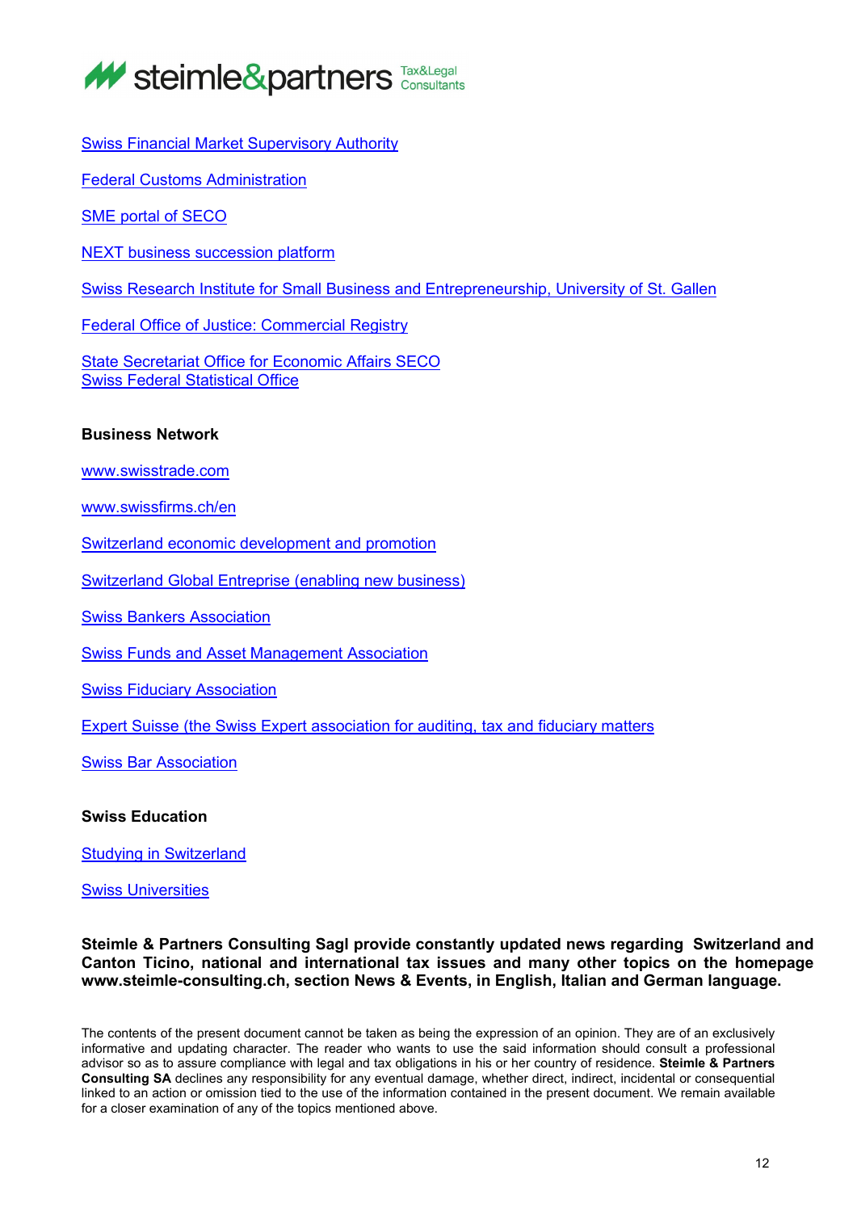Swiss Financial Market Supervisory Authority

Federal Customs Administration

SME portal of SECO

NEXT business succession platform

Swiss Research Institute for Small Business and Entrepreneurship, University of St. Gallen

Federal Office of Justice: Commercial Registry

State Secretariat Office for Economic Affairs SECO
Swiss Federal Statistical Office

**Business Network**

www.swisstrade.com

www.swissfirms.ch/en

Switzerland economic development and promotion

Switzerland Global Entreprise (enabling new business)

Swiss Bankers Association

Swiss Funds and Asset Management Association

Swiss Fiduciary Association

Expert Suisse (the Swiss Expert association for auditing, tax and fiduciary matters

Swiss Bar Association

**Swiss Education**

Studying in Switzerland

Swiss Universities

**Steimle & Partners Consulting Sagl provide constantly updated news regarding Switzerland and Canton Ticino, national and international tax issues and many other topics on the homepage www.steimle-consulting.ch, section News & Events, in English, Italian and German language.**

The contents of the present document cannot be taken as being the expression of an opinion. They are of an exclusively informative and updating character. The reader who wants to use the said information should consult a professional advisor so as to assure compliance with legal and tax obligations in his or her country of residence. **Steimle & Partners Consulting SA** declines any responsibility for any eventual damage, whether direct, indirect, incidental or consequential linked to an action or omission tied to the use of the information contained in the present document. We remain available for a closer examination of any of the topics mentioned above.